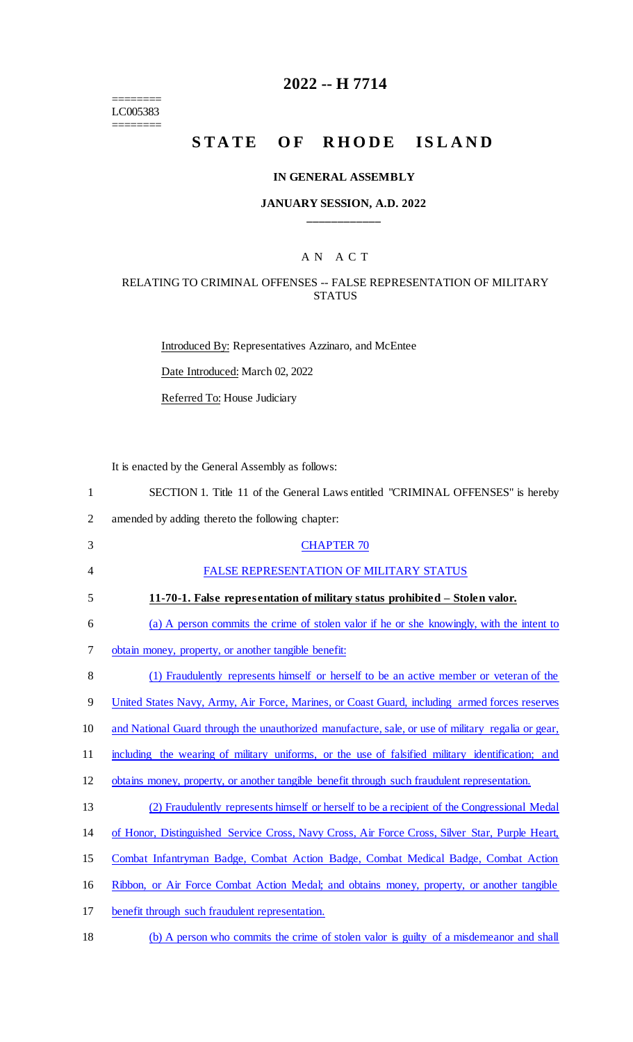========
LC005383
========

# 2022 -- H 7714

# STATE OF RHODE ISLAND

### IN GENERAL ASSEMBLY

### JANUARY SESSION, A.D. 2022

## AN ACT

### RELATING TO CRIMINAL OFFENSES -- FALSE REPRESENTATION OF MILITARY STATUS

Introduced By: Representatives Azzinaro, and McEntee

Date Introduced: March 02, 2022

Referred To: House Judiciary

It is enacted by the General Assembly as follows:

SECTION 1. Title 11 of the General Laws entitled "CRIMINAL OFFENSES" is hereby amended by adding thereto the following chapter:

CHAPTER 70

FALSE REPRESENTATION OF MILITARY STATUS

**11-70-1. False representation of military status prohibited – Stolen valor.**

(a) A person commits the crime of stolen valor if he or she knowingly, with the intent to obtain money, property, or another tangible benefit:

(1) Fraudulently represents himself or herself to be an active member or veteran of the United States Navy, Army, Air Force, Marines, or Coast Guard, including armed forces reserves and National Guard through the unauthorized manufacture, sale, or use of military regalia or gear, including the wearing of military uniforms, or the use of falsified military identification; and obtains money, property, or another tangible benefit through such fraudulent representation.

(2) Fraudulently represents himself or herself to be a recipient of the Congressional Medal of Honor, Distinguished Service Cross, Navy Cross, Air Force Cross, Silver Star, Purple Heart, Combat Infantryman Badge, Combat Action Badge, Combat Medical Badge, Combat Action Ribbon, or Air Force Combat Action Medal; and obtains money, property, or another tangible benefit through such fraudulent representation.

(b) A person who commits the crime of stolen valor is guilty of a misdemeanor and shall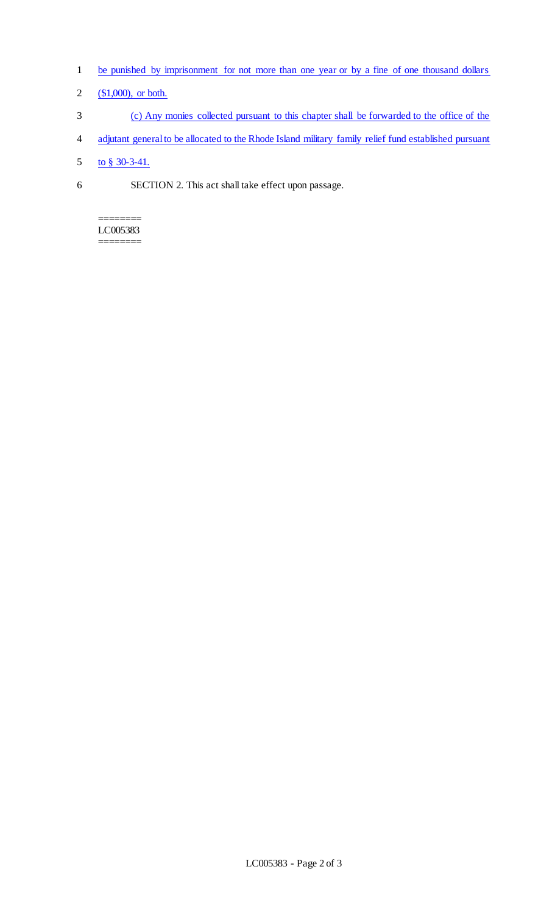be punished by imprisonment for not more than one year or by a fine of one thousand dollars ($1,000), or both.

(c) Any monies collected pursuant to this chapter shall be forwarded to the office of the adjutant general to be allocated to the Rhode Island military family relief fund established pursuant to § 30-3-41.

SECTION 2. This act shall take effect upon passage.

========
LC005383
========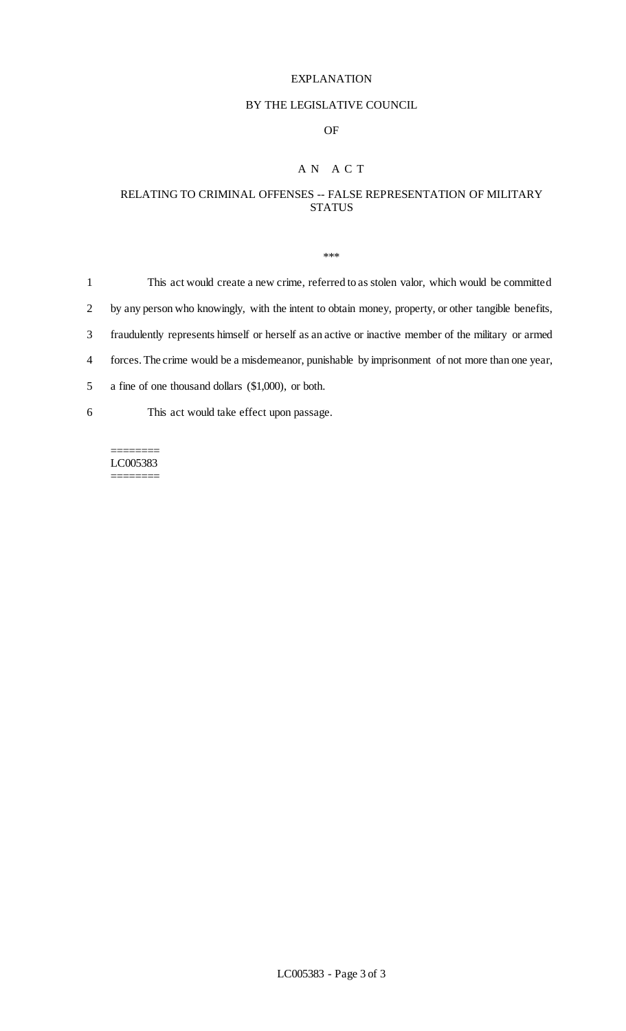EXPLANATION

BY THE LEGISLATIVE COUNCIL

OF

A N A C T

RELATING TO CRIMINAL OFFENSES -- FALSE REPRESENTATION OF MILITARY STATUS

***

This act would create a new crime, referred to as stolen valor, which would be committed by any person who knowingly, with the intent to obtain money, property, or other tangible benefits, fraudulently represents himself or herself as an active or inactive member of the military or armed forces. The crime would be a misdemeanor, punishable by imprisonment of not more than one year, a fine of one thousand dollars ($1,000), or both.

This act would take effect upon passage.

========
LC005383
========